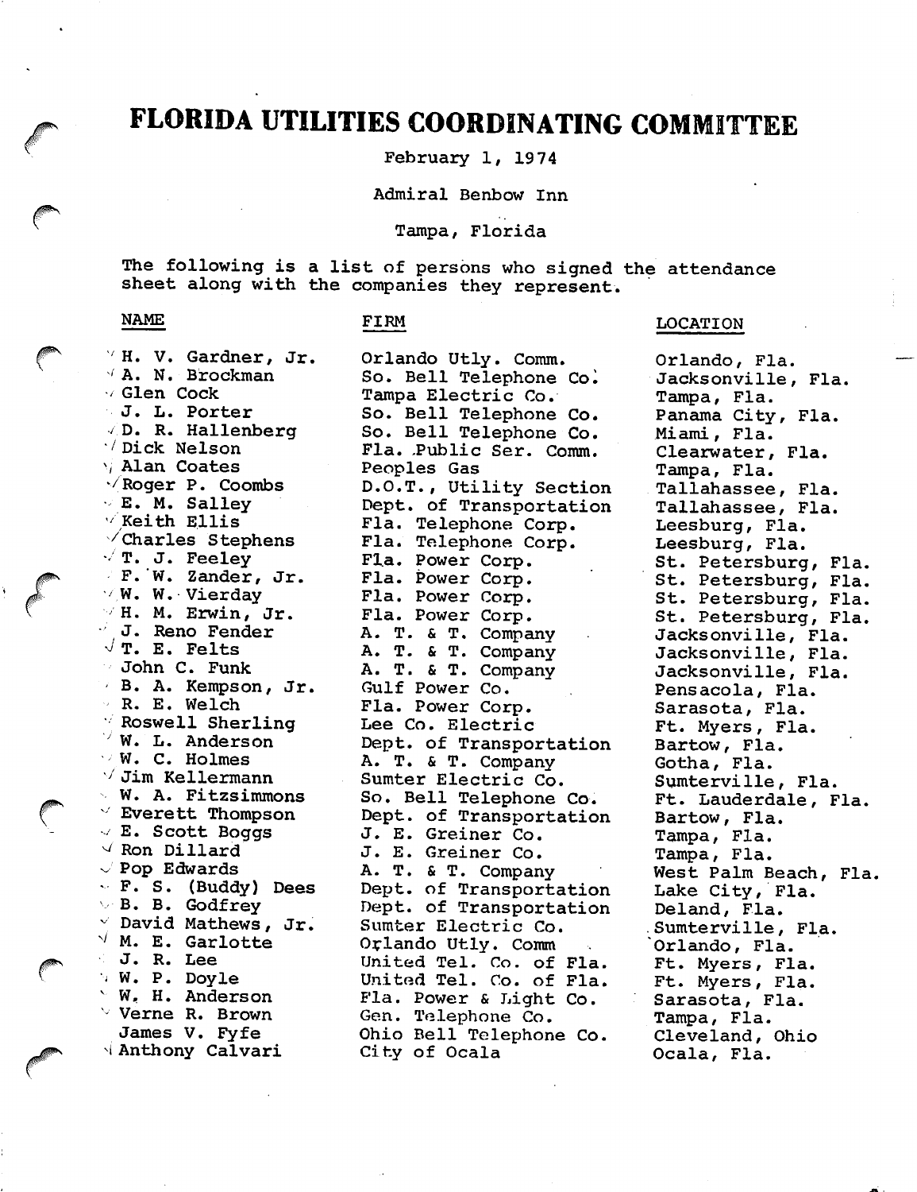# FLORIDA UTILITIES COORDINATING COMMITTEE

February 1, 1974

Admiral Benbow Inn

Tampa, Florida

The following is a list of persons who signed the attendance sheet along with the companies they represent.

| NAME | FIRM | LOCATION |
|---|---|---|
| H. V. Gardner, Jr. | Orlando Utly. Comm. | Orlando, Fla. |
| A. N. Brockman | So. Bell Telephone Co. | Jacksonville, Fla. |
| Glen Cock | Tampa Electric Co. | Tampa, Fla. |
| J. L. Porter | So. Bell Telephone Co. | Panama City, Fla. |
| D. R. Hallenberg | So. Bell Telephone Co. | Miami, Fla. |
| Dick Nelson | Fla. Public Ser. Comm. | Clearwater, Fla. |
| Alan Coates | Peoples Gas | Tampa, Fla. |
| Roger P. Coombs | D.O.T., Utility Section | Tallahassee, Fla. |
| E. M. Salley | Dept. of Transportation | Tallahassee, Fla. |
| Keith Ellis | Fla. Telephone Corp. | Leesburg, Fla. |
| Charles Stephens | Fla. Telephone Corp. | Leesburg, Fla. |
| T. J. Feeley | Fla. Power Corp. | St. Petersburg, Fla. |
| F. W. Zander, Jr. | Fla. Power Corp. | St. Petersburg, Fla. |
| W. W. Vierday | Fla. Power Corp. | St. Petersburg, Fla. |
| H. M. Erwin, Jr. | Fla. Power Corp. | St. Petersburg, Fla. |
| J. Reno Fender | A. T. & T. Company | Jacksonville, Fla. |
| T. E. Felts | A. T. & T. Company | Jacksonville, Fla. |
| John C. Funk | A. T. & T. Company | Jacksonville, Fla. |
| B. A. Kempson, Jr. | Gulf Power Co. | Pensacola, Fla. |
| R. E. Welch | Fla. Power Corp. | Sarasota, Fla. |
| Roswell Sherling | Lee Co. Electric | Ft. Myers, Fla. |
| W. L. Anderson | Dept. of Transportation | Bartow, Fla. |
| W. C. Holmes | A. T. & T. Company | Gotha, Fla. |
| Jim Kellermann | Sumter Electric Co. | Sumterville, Fla. |
| W. A. Fitzsimmons | So. Bell Telephone Co. | Ft. Lauderdale, Fla. |
| Everett Thompson | Dept. of Transportation | Bartow, Fla. |
| E. Scott Boggs | J. E. Greiner Co. | Tampa, Fla. |
| Ron Dillard | J. E. Greiner Co. | Tampa, Fla. |
| Pop Edwards | A. T. & T. Company | West Palm Beach, Fla. |
| F. S. (Buddy) Dees | Dept. of Transportation | Lake City, Fla. |
| B. B. Godfrey | Dept. of Transportation | Deland, Fla. |
| David Mathews, Jr. | Sumter Electric Co. | Sumterville, Fla. |
| M. E. Garlotte | Orlando Utly. Comm | Orlando, Fla. |
| J. R. Lee | United Tel. Co. of Fla. | Ft. Myers, Fla. |
| W. P. Doyle | United Tel. Co. of Fla. | Ft. Myers, Fla. |
| W. H. Anderson | Fla. Power & Light Co. | Sarasota, Fla. |
| Verne R. Brown | Gen. Telephone Co. | Tampa, Fla. |
| James V. Fyfe | Ohio Bell Telephone Co. | Cleveland, Ohio |
| Anthony Calvari | City of Ocala | Ocala, Fla. |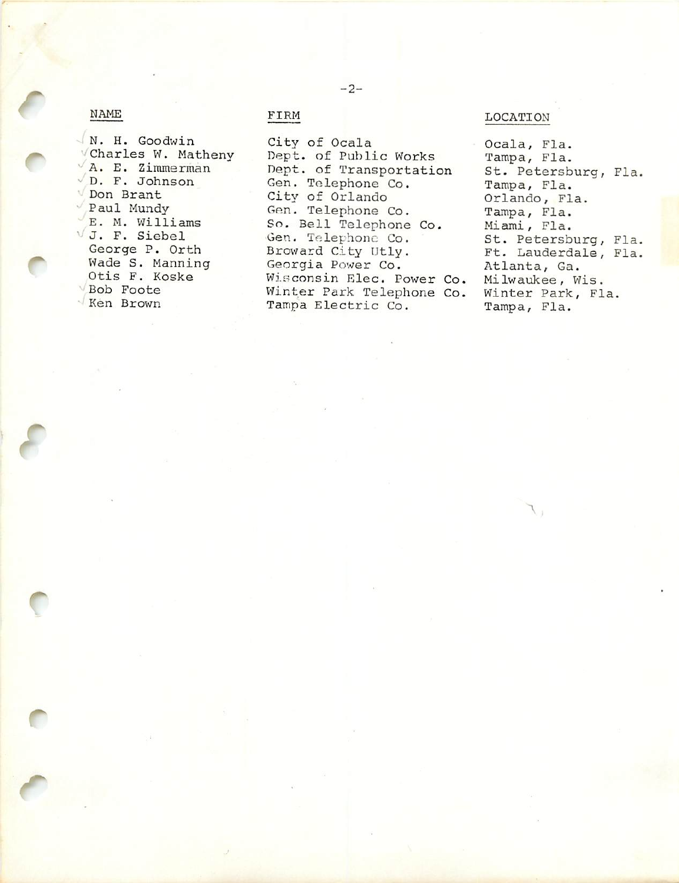| NAME | FIRM | LOCATION |
| --- | --- | --- |
| N. H. Goodwin | City of Ocala | Ocala, Fla. |
| Charles W. Matheny | Dept. of Public Works | Tampa, Fla. |
| A. E. Zimmerman | Dept. of Transportation | St. Petersburg, Fla. |
| D. F. Johnson | Gen. Telephone Co. | Tampa, Fla. |
| Don Brant | City of Orlando | Orlando, Fla. |
| Paul Mundy | Gen. Telephone Co. | Tampa, Fla. |
| E. M. Williams | So. Bell Telephone Co. | Miami, Fla. |
| J. F. Siebel | Gen. Telephone Co. | St. Petersburg, Fla. |
| George P. Orth | Broward City Utly. | Ft. Lauderdale, Fla. |
| Wade S. Manning | Georgia Power Co. | Atlanta, Ga. |
| Otis F. Koske | Wisconsin Elec. Power Co. | Milwaukee, Wis. |
| Bob Foote | Winter Park Telephone Co. | Winter Park, Fla. |
| Ken Brown | Tampa Electric Co. | Tampa, Fla. |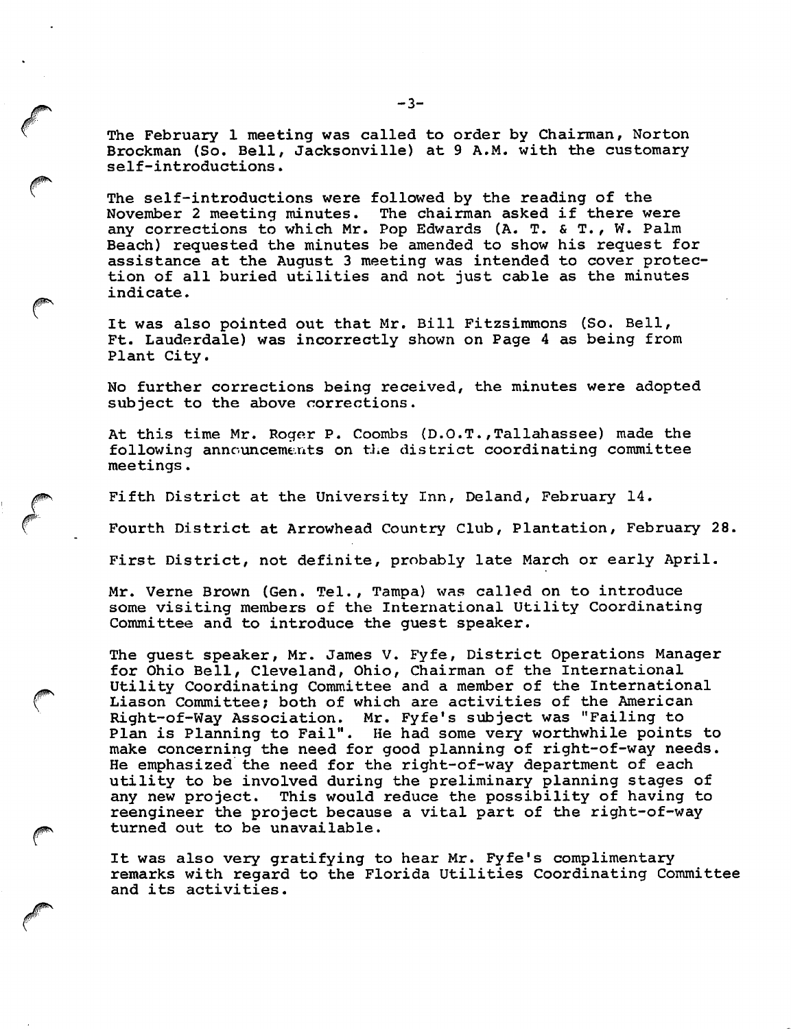The February 1 meeting was called to order by Chairman, Norton Brockman (So. Bell, Jacksonville) at 9 A.M. with the customary self-introductions.

The self-introductions were followed by the reading of the November 2 meeting minutes. The chairman asked if there were any corrections to which Mr. Pop Edwards (A. T. & T., W. Palm Beach) requested the minutes be amended to show his request for assistance at the August 3 meeting was intended to cover protection of all buried utilities and not just cable as the minutes indicate.

It was also pointed out that Mr. Bill Fitzsimmons (So. Bell, Ft. Lauderdale) was incorrectly shown on Page 4 as being from Plant City.

No further corrections being received, the minutes were adopted subject to the above corrections.

At this time Mr. Roger P. Coombs (D.O.T.,Tallahassee) made the following announcements on the district coordinating committee meetings.

Fifth District at the University Inn, Deland, February 14.

Fourth District at Arrowhead Country Club, Plantation, February 28.

First District, not definite, probably late March or early April.

Mr. Verne Brown (Gen. Tel., Tampa) was called on to introduce some visiting members of the International Utility Coordinating Committee and to introduce the guest speaker.

The guest speaker, Mr. James V. Fyfe, District Operations Manager for Ohio Bell, Cleveland, Ohio, Chairman of the International Utility Coordinating Committee and a member of the International Liason Committee; both of which are activities of the American Right-of-Way Association. Mr. Fyfe's subject was "Failing to Plan is Planning to Fail". He had some very worthwhile points to make concerning the need for good planning of right-of-way needs. He emphasized the need for the right-of-way department of each utility to be involved during the preliminary planning stages of any new project. This would reduce the possibility of having to reengineer the project because a vital part of the right-of-way turned out to be unavailable.

It was also very gratifying to hear Mr. Fyfe's complimentary remarks with regard to the Florida Utilities Coordinating Committee and its activities.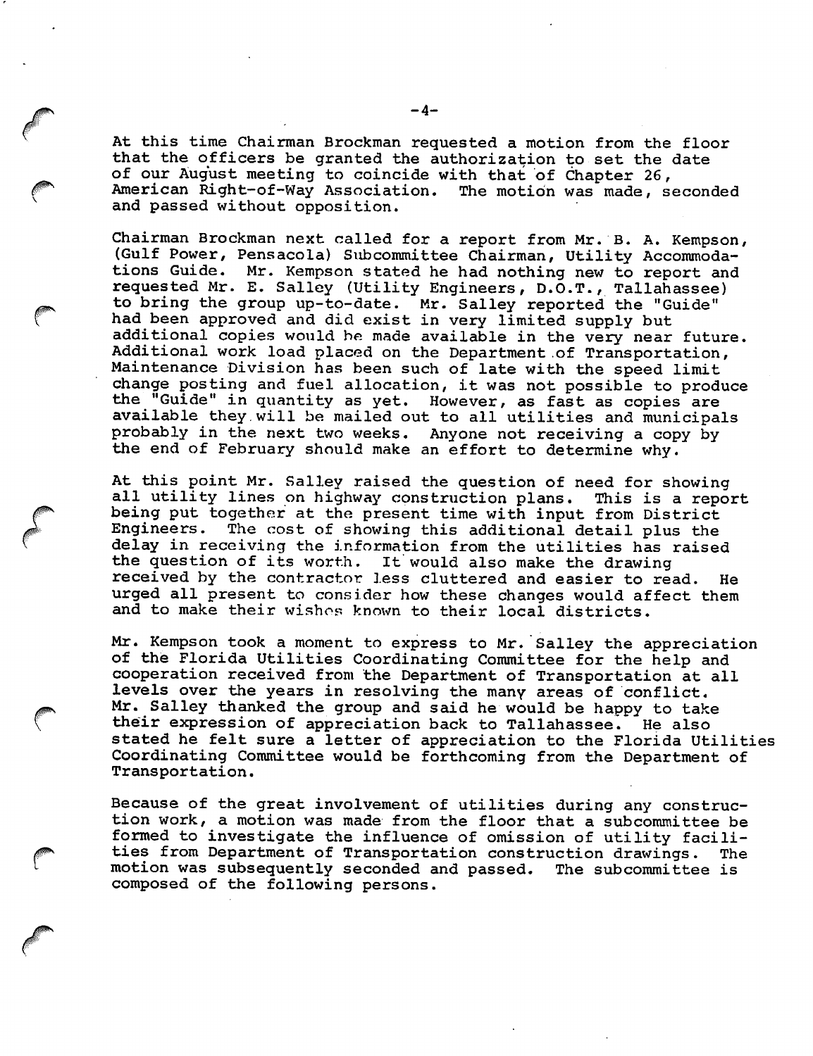At this time Chairman Brockman requested a motion from the floor that the officers be granted the authorization to set the date of our August meeting to coincide with that of Chapter 26, American Right-of-Way Association. The motion was made, seconded and passed without opposition.

Chairman Brockman next called for a report from Mr. B. A. Kempson, (Gulf Power, Pensacola) Subcommittee Chairman, Utility Accommodations Guide. Mr. Kempson stated he had nothing new to report and requested Mr. E. Salley (Utility Engineers, D.O.T., Tallahassee) to bring the group up-to-date. Mr. Salley reported the "Guide" had been approved and did exist in very limited supply but additional copies would be made available in the very near future. Additional work load placed on the Department of Transportation, Maintenance Division has been such of late with the speed limit change posting and fuel allocation, it was not possible to produce the "Guide" in quantity as yet. However, as fast as copies are available they will be mailed out to all utilities and municipals probably in the next two weeks. Anyone not receiving a copy by the end of February should make an effort to determine why.

At this point Mr. Salley raised the question of need for showing all utility lines on highway construction plans. This is a report being put together at the present time with input from District Engineers. The cost of showing this additional detail plus the delay in receiving the information from the utilities has raised the question of its worth. It would also make the drawing received by the contractor less cluttered and easier to read. He urged all present to consider how these changes would affect them and to make their wishes known to their local districts.

Mr. Kempson took a moment to express to Mr. Salley the appreciation of the Florida Utilities Coordinating Committee for the help and cooperation received from the Department of Transportation at all levels over the years in resolving the many areas of conflict. Mr. Salley thanked the group and said he would be happy to take their expression of appreciation back to Tallahassee. He also stated he felt sure a letter of appreciation to the Florida Utilities Coordinating Committee would be forthcoming from the Department of Transportation.

Because of the great involvement of utilities during any construction work, a motion was made from the floor that a subcommittee be formed to investigate the influence of omission of utility facilities from Department of Transportation construction drawings. The motion was subsequently seconded and passed. The subcommittee is composed of the following persons.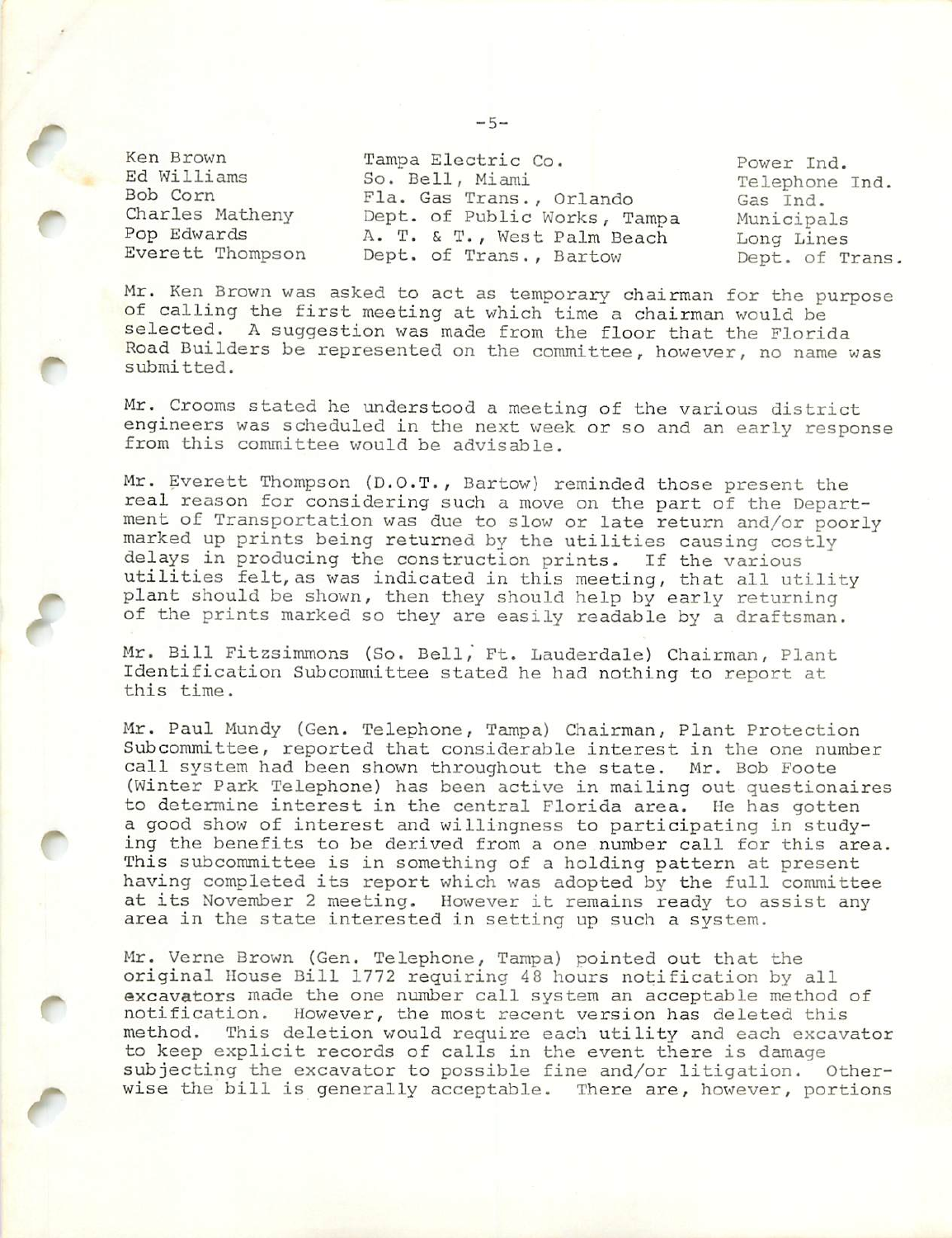| | | |
|---|---|---|
| Ken Brown | Tampa Electric Co. | Power Ind. |
| Ed Williams | So. Bell, Miami | Telephone Ind. |
| Bob Corn | Fla. Gas Trans., Orlando | Gas Ind. |
| Charles Matheny | Dept. of Public Works, Tampa | Municipals |
| Pop Edwards | A. T. & T., West Palm Beach | Long Lines |
| Everett Thompson | Dept. of Trans., Bartow | Dept. of Trans. |

Mr. Ken Brown was asked to act as temporary chairman for the purpose of calling the first meeting at which time a chairman would be selected. A suggestion was made from the floor that the Florida Road Builders be represented on the committee, however, no name was submitted.

Mr. Crooms stated he understood a meeting of the various district engineers was scheduled in the next week or so and an early response from this committee would be advisable.

Mr. Everett Thompson (D.O.T., Bartow) reminded those present the real reason for considering such a move on the part of the Department of Transportation was due to slow or late return and/or poorly marked up prints being returned by the utilities causing costly delays in producing the construction prints. If the various utilities felt, as was indicated in this meeting, that all utility plant should be shown, then they should help by early returning of the prints marked so they are easily readable by a draftsman.

Mr. Bill Fitzsimmons (So. Bell, Ft. Lauderdale) Chairman, Plant Identification Subcommittee stated he had nothing to report at this time.

Mr. Paul Mundy (Gen. Telephone, Tampa) Chairman, Plant Protection Subcommittee, reported that considerable interest in the one number call system had been shown throughout the state. Mr. Bob Foote (Winter Park Telephone) has been active in mailing out questionaires to determine interest in the central Florida area. He has gotten a good show of interest and willingness to participating in studying the benefits to be derived from a one number call for this area. This subcommittee is in something of a holding pattern at present having completed its report which was adopted by the full committee at its November 2 meeting. However it remains ready to assist any area in the state interested in setting up such a system.

Mr. Verne Brown (Gen. Telephone, Tampa) pointed out that the original House Bill 1772 requiring 48 hours notification by all excavators made the one number call system an acceptable method of notification. However, the most recent version has deleted this method. This deletion would require each utility and each excavator to keep explicit records of calls in the event there is damage subjecting the excavator to possible fine and/or litigation. Otherwise the bill is generally acceptable. There are, however, portions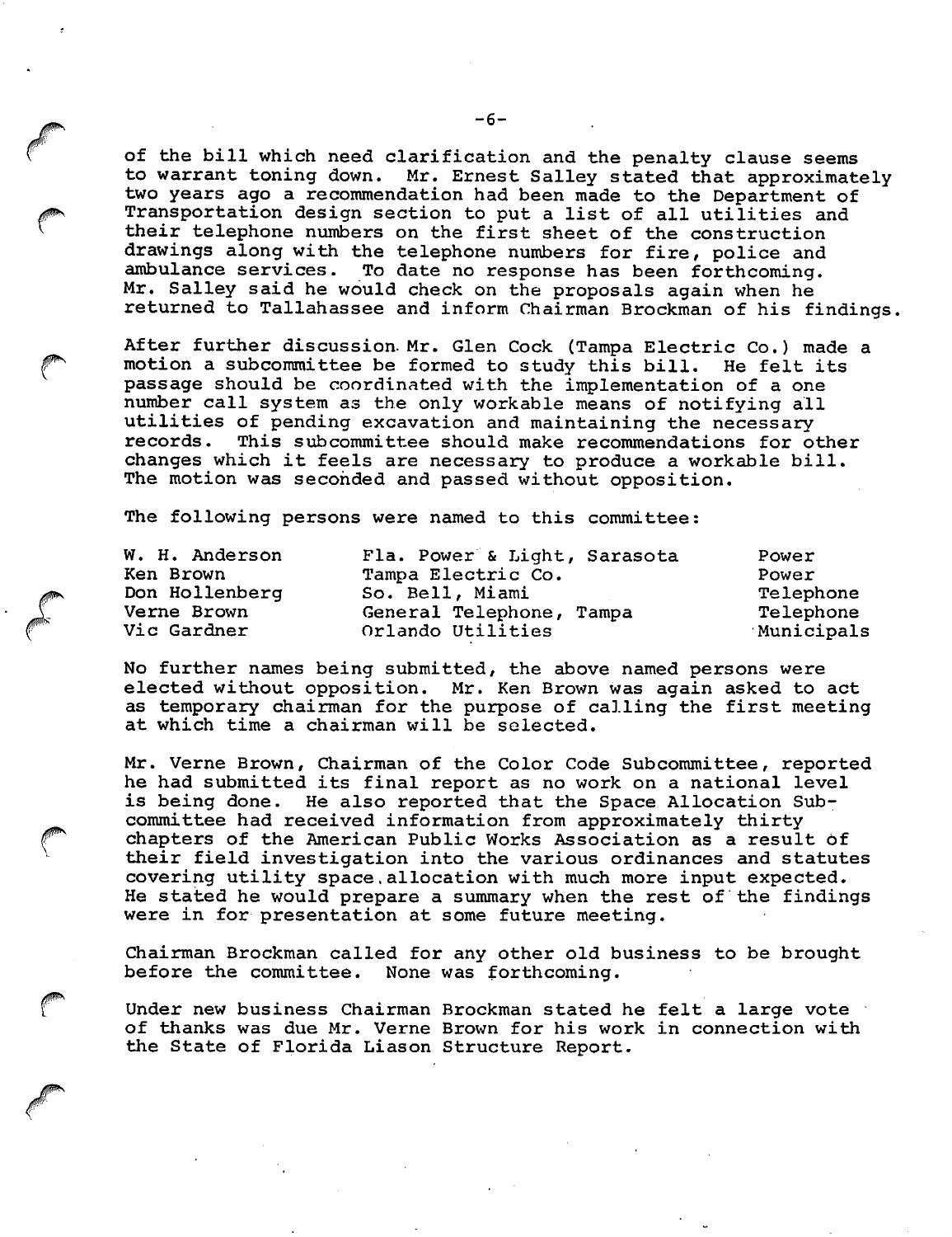of the bill which need clarification and the penalty clause seems to warrant toning down. Mr. Ernest Salley stated that approximately two years ago a recommendation had been made to the Department of Transportation design section to put a list of all utilities and their telephone numbers on the first sheet of the construction drawings along with the telephone numbers for fire, police and ambulance services. To date no response has been forthcoming. Mr. Salley said he would check on the proposals again when he returned to Tallahassee and inform Chairman Brockman of his findings.

After further discussion Mr. Glen Cock (Tampa Electric Co.) made a motion a subcommittee be formed to study this bill. He felt its passage should be coordinated with the implementation of a one number call system as the only workable means of notifying all utilities of pending excavation and maintaining the necessary records. This subcommittee should make recommendations for other changes which it feels are necessary to produce a workable bill. The motion was seconded and passed without opposition.

The following persons were named to this committee:

| | | |
|---|---|---|
| W. H. Anderson | Fla. Power & Light, Sarasota | Power |
| Ken Brown | Tampa Electric Co. | Power |
| Don Hollenberg | So. Bell, Miami | Telephone |
| Verne Brown | General Telephone, Tampa | Telephone |
| Vic Gardner | Orlando Utilities | Municipals |

No further names being submitted, the above named persons were elected without opposition. Mr. Ken Brown was again asked to act as temporary chairman for the purpose of calling the first meeting at which time a chairman will be selected.

Mr. Verne Brown, Chairman of the Color Code Subcommittee, reported he had submitted its final report as no work on a national level is being done. He also reported that the Space Allocation Subcommittee had received information from approximately thirty chapters of the American Public Works Association as a result of their field investigation into the various ordinances and statutes covering utility space allocation with much more input expected. He stated he would prepare a summary when the rest of the findings were in for presentation at some future meeting.

Chairman Brockman called for any other old business to be brought before the committee. None was forthcoming.

Under new business Chairman Brockman stated he felt a large vote of thanks was due Mr. Verne Brown for his work in connection with the State of Florida Liason Structure Report.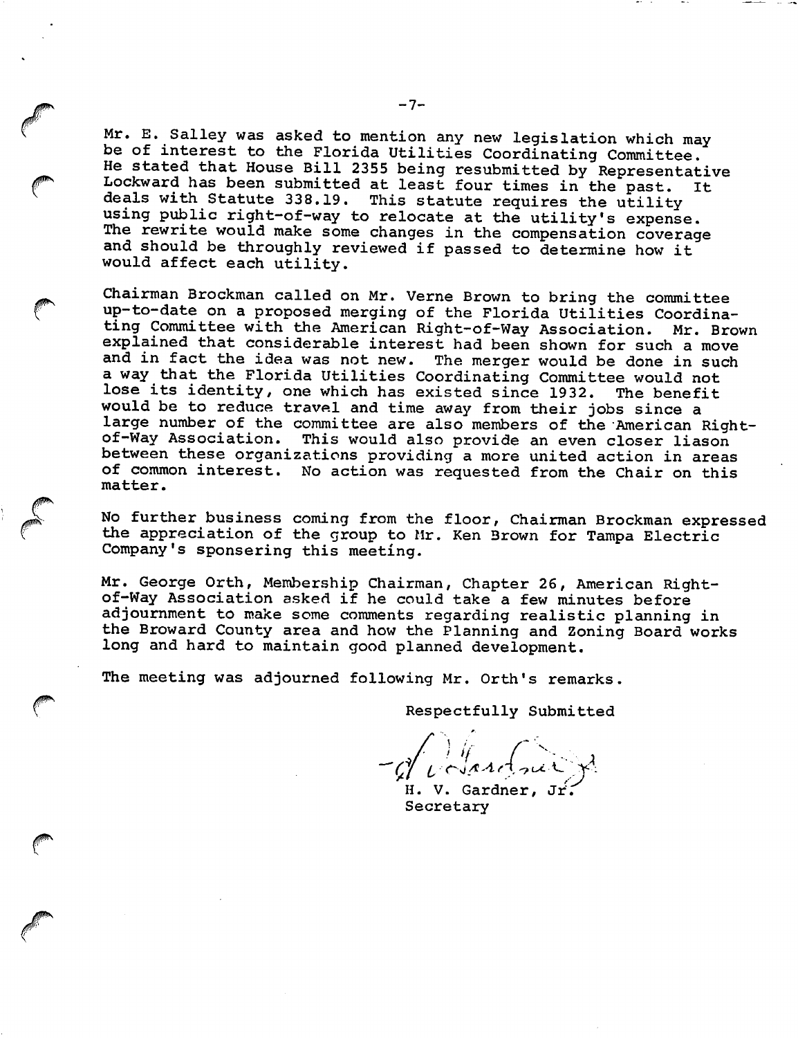Mr. E. Salley was asked to mention any new legislation which may be of interest to the Florida Utilities Coordinating Committee. He stated that House Bill 2355 being resubmitted by Representative Lockward has been submitted at least four times in the past. It deals with Statute 338.19. This statute requires the utility using public right-of-way to relocate at the utility's expense. The rewrite would make some changes in the compensation coverage and should be throughly reviewed if passed to determine how it would affect each utility.

Chairman Brockman called on Mr. Verne Brown to bring the committee up-to-date on a proposed merging of the Florida Utilities Coordinating Committee with the American Right-of-Way Association. Mr. Brown explained that considerable interest had been shown for such a move and in fact the idea was not new. The merger would be done in such a way that the Florida Utilities Coordinating Committee would not lose its identity, one which has existed since 1932. The benefit would be to reduce travel and time away from their jobs since a large number of the committee are also members of the American Right-of-Way Association. This would also provide an even closer liason between these organizations providing a more united action in areas of common interest. No action was requested from the Chair on this matter.

No further business coming from the floor, Chairman Brockman expressed the appreciation of the group to Mr. Ken Brown for Tampa Electric Company's sponsering this meeting.

Mr. George Orth, Membership Chairman, Chapter 26, American Right-of-Way Association asked if he could take a few minutes before adjournment to make some comments regarding realistic planning in the Broward County area and how the Planning and Zoning Board works long and hard to maintain good planned development.

The meeting was adjourned following Mr. Orth's remarks.

Respectfully Submitted

H. V. Gardner, Jr.
Secretary